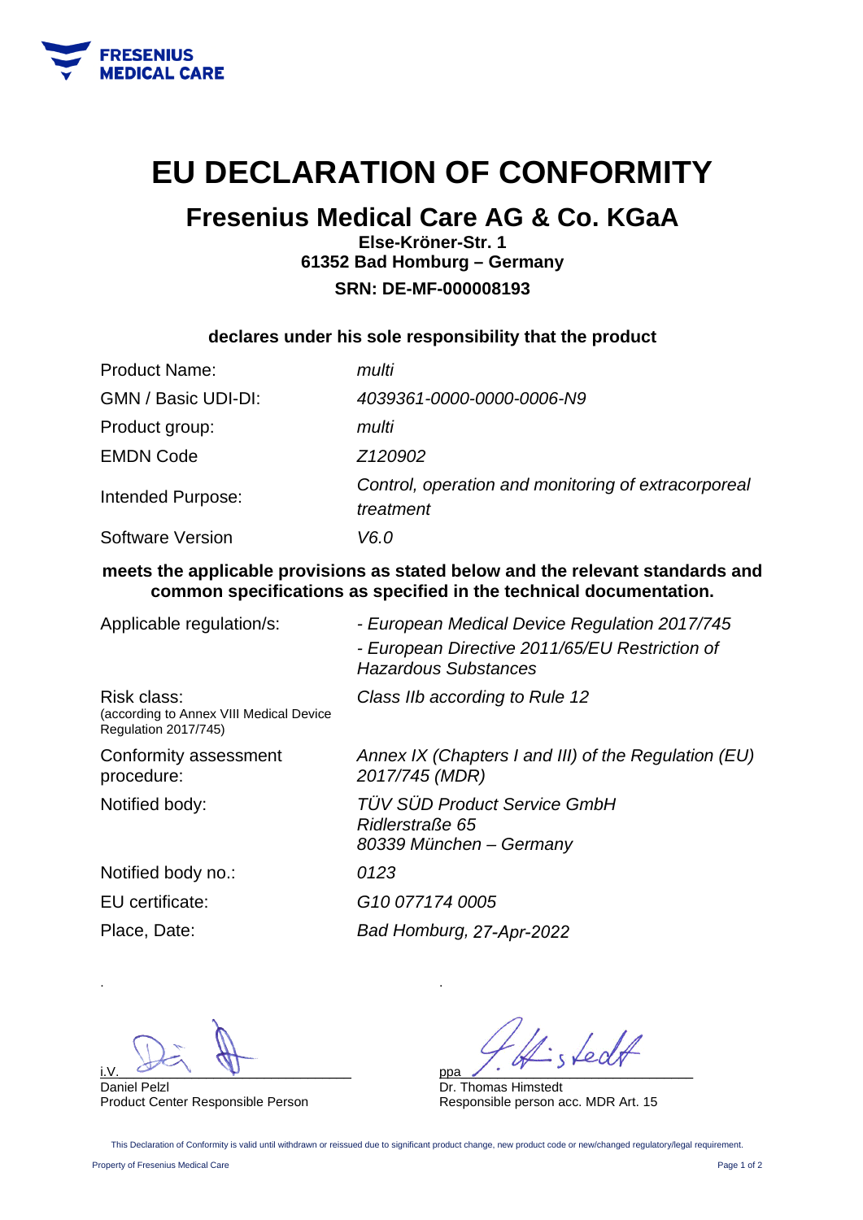FRESENIUS MEDICAL CARE

# EU DECLARATION OF CONFORMITY

## Fresenius Medical Care AG & Co. KGaA

**Else-Kröner-Str. 1**
**61352 Bad Homburg – Germany**
**SRN: DE-MF-000008193**

**declares under his sole responsibility that the product**

| | |
|---|---|
| Product Name: | *multi* |
| GMN / Basic UDI-DI: | *4039361-0000-0000-0006-N9* |
| Product group: | *multi* |
| EMDN Code | *Z120902* |
| Intended Purpose: | *Control, operation and monitoring of extracorporeal treatment* |
| Software Version | *V6.0* |

**meets the applicable provisions as stated below and the relevant standards and common specifications as specified in the technical documentation.**

| | |
|---|---|
| Applicable regulation/s: | *- European Medical Device Regulation 2017/745*<br>*- European Directive 2011/65/EU Restriction of Hazardous Substances* |
| Risk class: (according to Annex VIII Medical Device Regulation 2017/745) | *Class IIb according to Rule 12* |
| Conformity assessment procedure: | *Annex IX (Chapters I and III) of the Regulation (EU) 2017/745 (MDR)* |
| Notified body: | *TÜV SÜD Product Service GmbH*<br>*Ridlerstraße 65*<br>*80339 München – Germany* |
| Notified body no.: | *0123* |
| EU certificate: | *G10 077174 0005* |
| Place, Date: | *Bad Homburg, 27-Apr-2022* |

i.V. [signature]
Daniel Pelzl
Product Center Responsible Person

ppa [signature]
Dr. Thomas Himstedt
Responsible person acc. MDR Art. 15

This Declaration of Conformity is valid until withdrawn or reissued due to significant product change, new product code or new/changed regulatory/legal requirement.

Property of Fresenius Medical Care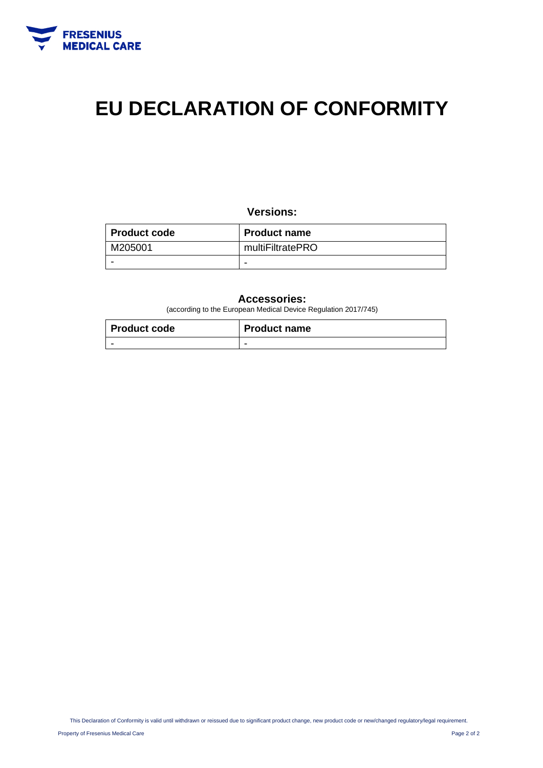# EU DECLARATION OF CONFORMITY

**Versions:**

| Product code | Product name |
| --- | --- |
| M205001 | multiFiltratePRO |
| - | - |

**Accessories:**

(according to the European Medical Device Regulation 2017/745)

| Product code | Product name |
| --- | --- |
| - | - |

This Declaration of Conformity is valid until withdrawn or reissued due to significant product change, new product code or new/changed regulatory/legal requirement.